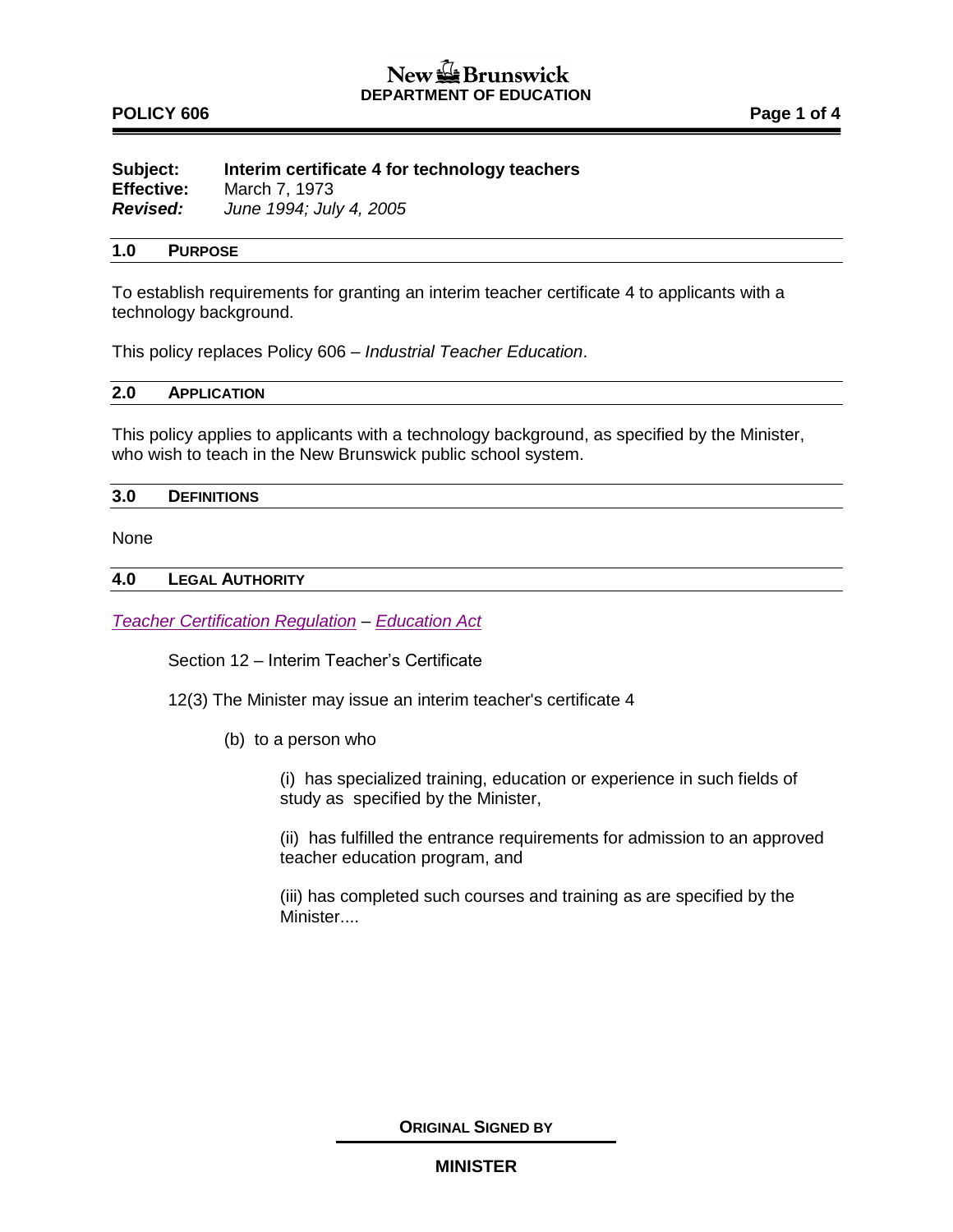# New Brunswick
## DEPARTMENT OF EDUCATION

**POLICY 606**

**Subject:** **Interim certificate 4 for technology teachers**
**Effective:** March 7, 1973
***Revised:*** *June 1994; July 4, 2005*

### 1.0 PURPOSE

To establish requirements for granting an interim teacher certificate 4 to applicants with a technology background.

This policy replaces Policy 606 – *Industrial Teacher Education*.

### 2.0 APPLICATION

This policy applies to applicants with a technology background, as specified by the Minister, who wish to teach in the New Brunswick public school system.

### 3.0 DEFINITIONS

None

### 4.0 LEGAL AUTHORITY

*Teacher Certification Regulation* – *Education Act*

Section 12 – Interim Teacher's Certificate

12(3) The Minister may issue an interim teacher's certificate 4

(b) to a person who

(i) has specialized training, education or experience in such fields of study as specified by the Minister,

(ii) has fulfilled the entrance requirements for admission to an approved teacher education program, and

(iii) has completed such courses and training as are specified by the Minister....

**ORIGINAL SIGNED BY**

**MINISTER**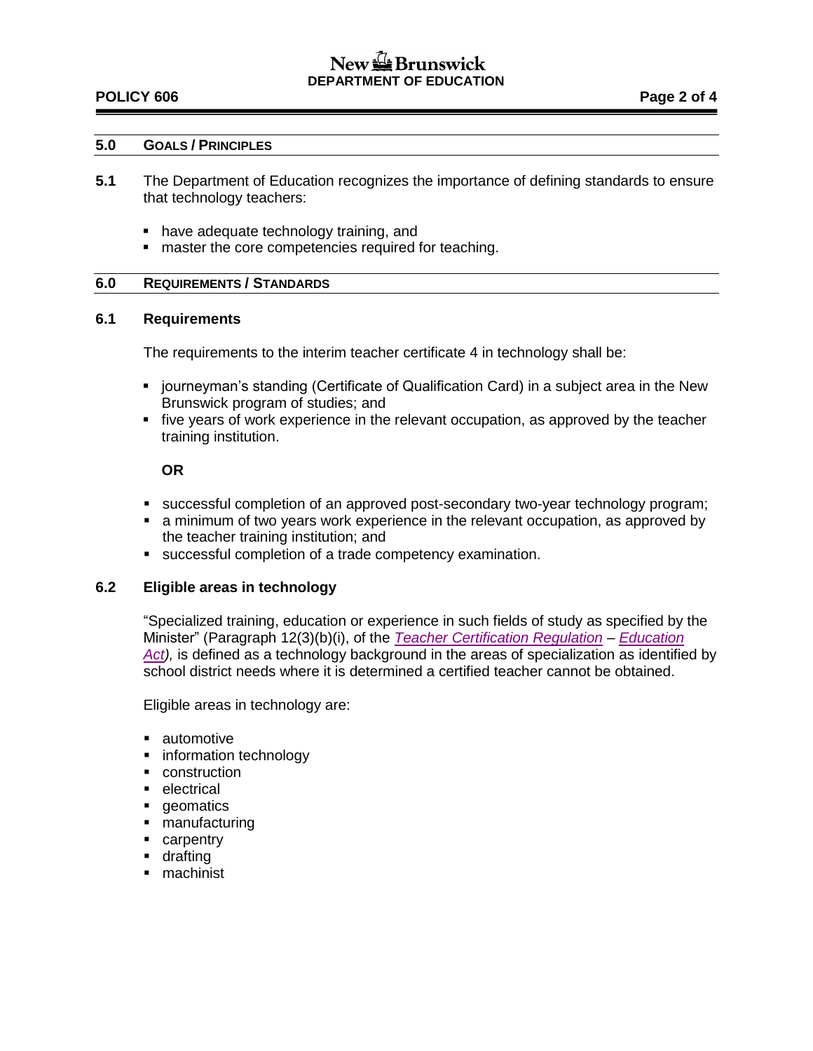## 5.0 GOALS / PRINCIPLES

**5.1** The Department of Education recognizes the importance of defining standards to ensure that technology teachers:

- have adequate technology training, and
- master the core competencies required for teaching.

## 6.0 REQUIREMENTS / STANDARDS

### 6.1 Requirements

The requirements to the interim teacher certificate 4 in technology shall be:

- journeyman's standing (Certificate of Qualification Card) in a subject area in the New Brunswick program of studies; and
- five years of work experience in the relevant occupation, as approved by the teacher training institution.

**OR**

- successful completion of an approved post-secondary two-year technology program;
- a minimum of two years work experience in the relevant occupation, as approved by the teacher training institution; and
- successful completion of a trade competency examination.

### 6.2 Eligible areas in technology

"Specialized training, education or experience in such fields of study as specified by the Minister" (Paragraph 12(3)(b)(i), of the *Teacher Certification Regulation* – *Education Act*), is defined as a technology background in the areas of specialization as identified by school district needs where it is determined a certified teacher cannot be obtained.

Eligible areas in technology are:

- automotive
- information technology
- construction
- electrical
- geomatics
- manufacturing
- carpentry
- drafting
- machinist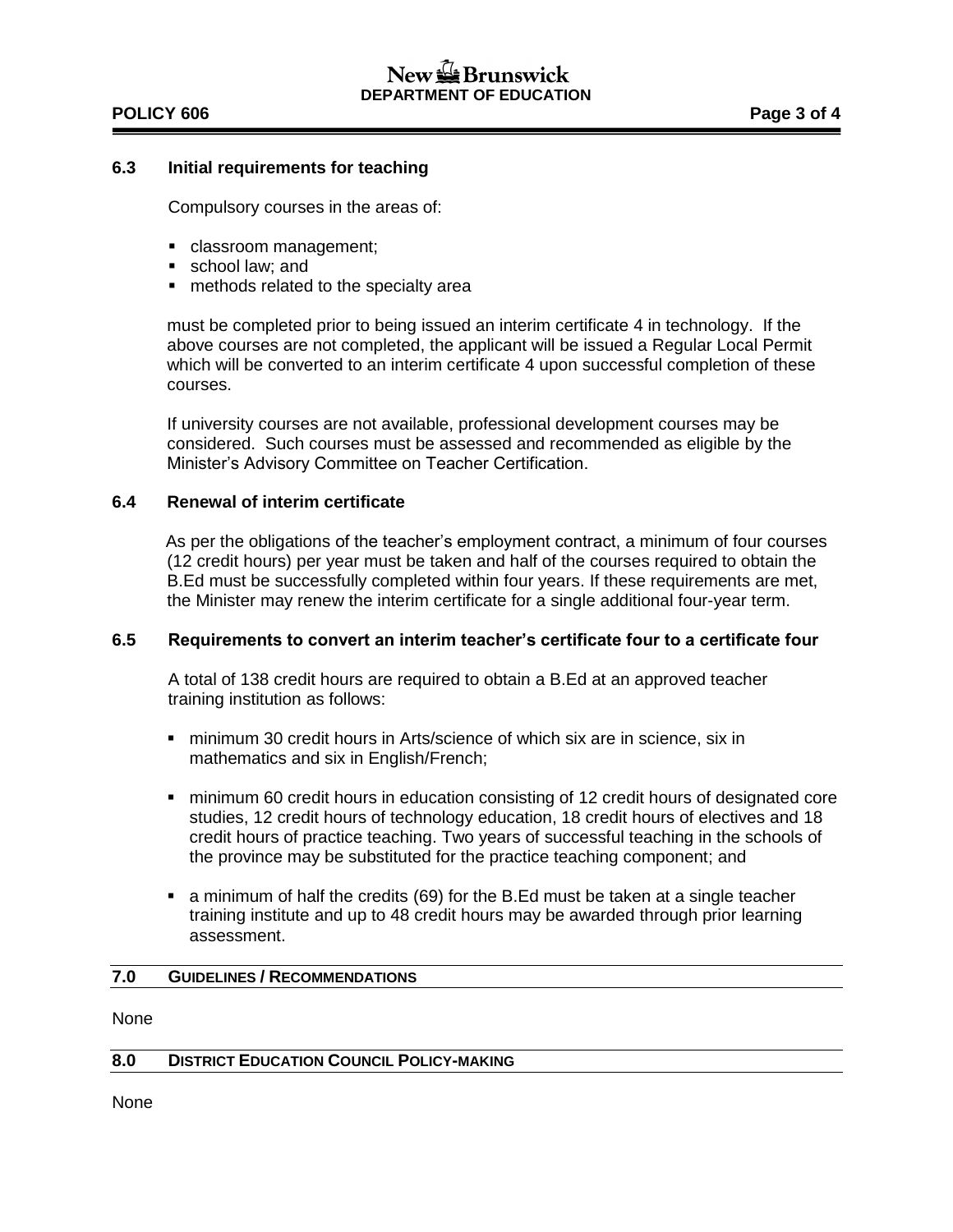### 6.3 Initial requirements for teaching

Compulsory courses in the areas of:

- classroom management;
- school law; and
- methods related to the specialty area

must be completed prior to being issued an interim certificate 4 in technology. If the above courses are not completed, the applicant will be issued a Regular Local Permit which will be converted to an interim certificate 4 upon successful completion of these courses.

If university courses are not available, professional development courses may be considered. Such courses must be assessed and recommended as eligible by the Minister's Advisory Committee on Teacher Certification.

### 6.4 Renewal of interim certificate

As per the obligations of the teacher's employment contract, a minimum of four courses (12 credit hours) per year must be taken and half of the courses required to obtain the B.Ed must be successfully completed within four years. If these requirements are met, the Minister may renew the interim certificate for a single additional four-year term.

### 6.5 Requirements to convert an interim teacher's certificate four to a certificate four

A total of 138 credit hours are required to obtain a B.Ed at an approved teacher training institution as follows:

- minimum 30 credit hours in Arts/science of which six are in science, six in mathematics and six in English/French;
- minimum 60 credit hours in education consisting of 12 credit hours of designated core studies, 12 credit hours of technology education, 18 credit hours of electives and 18 credit hours of practice teaching. Two years of successful teaching in the schools of the province may be substituted for the practice teaching component; and
- a minimum of half the credits (69) for the B.Ed must be taken at a single teacher training institute and up to 48 credit hours may be awarded through prior learning assessment.

## 7.0 GUIDELINES / RECOMMENDATIONS

None

## 8.0 DISTRICT EDUCATION COUNCIL POLICY-MAKING

None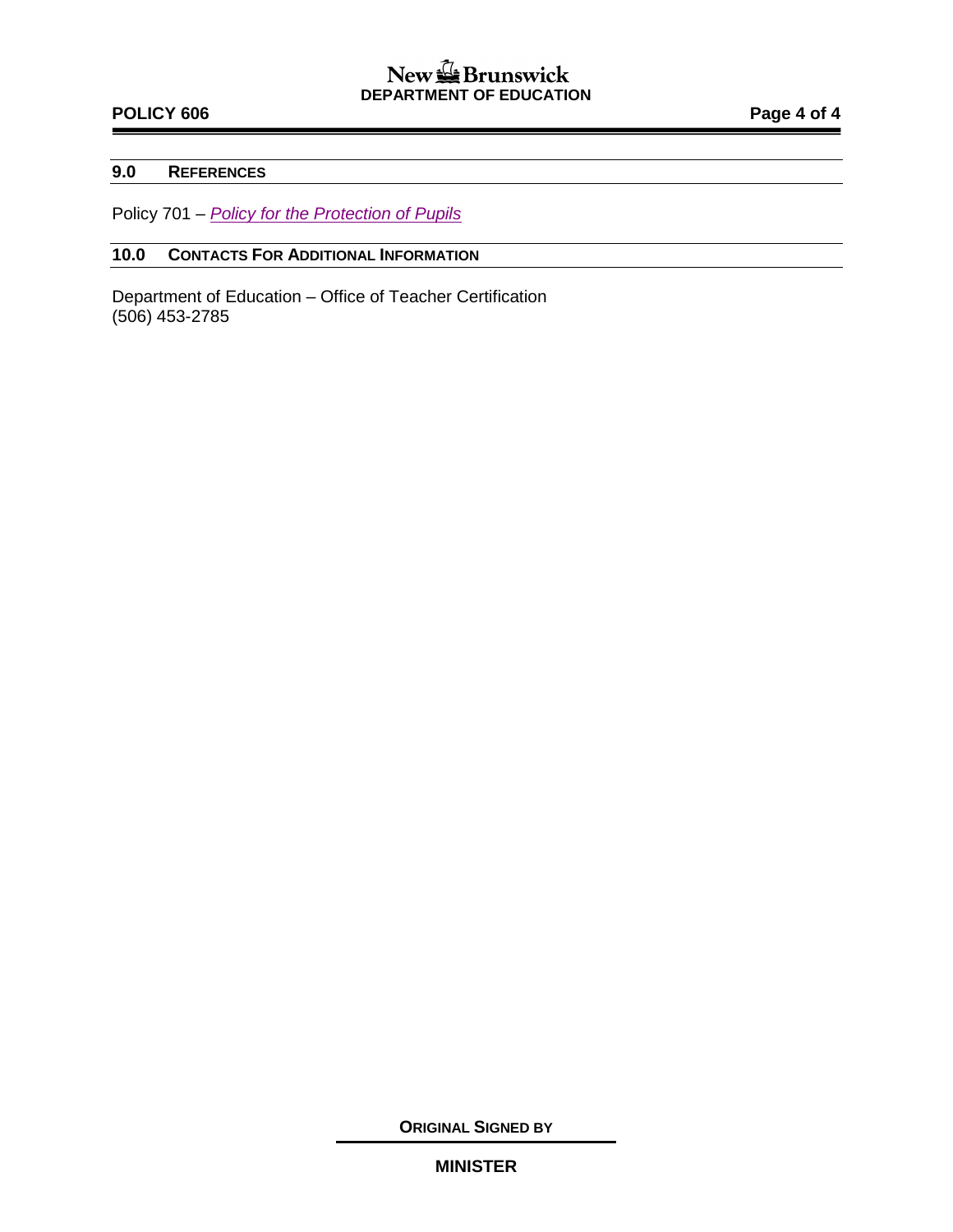## 9.0 REFERENCES

Policy 701 – *Policy for the Protection of Pupils*

## 10.0 CONTACTS FOR ADDITIONAL INFORMATION

Department of Education – Office of Teacher Certification
(506) 453-2785

**ORIGINAL SIGNED BY**

**MINISTER**